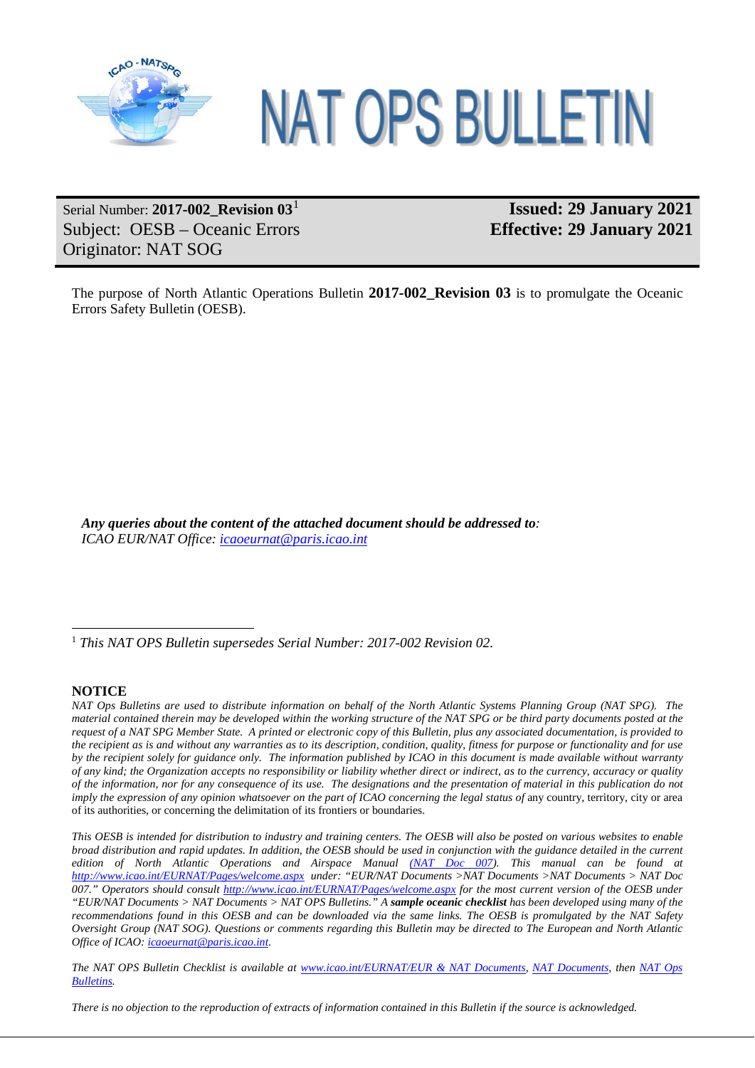# NAT OPS BULLETIN

Serial Number: **2017-002_Revision 03**[1]
Subject: OESB – Oceanic Errors
Originator: NAT SOG

**Issued: 29 January 2021**
**Effective: 29 January 2021**

The purpose of North Atlantic Operations Bulletin **2017-002_Revision 03** is to promulgate the Oceanic Errors Safety Bulletin (OESB).

***Any queries about the content of the attached document should be addressed to:***
*ICAO EUR/NAT Office: icaoeurnat@paris.icao.int*

[1] *This NAT OPS Bulletin supersedes Serial Number: 2017-002 Revision 02.*

**NOTICE**

*NAT Ops Bulletins are used to distribute information on behalf of the North Atlantic Systems Planning Group (NAT SPG). The material contained therein may be developed within the working structure of the NAT SPG or be third party documents posted at the request of a NAT SPG Member State. A printed or electronic copy of this Bulletin, plus any associated documentation, is provided to the recipient as is and without any warranties as to its description, condition, quality, fitness for purpose or functionality and for use by the recipient solely for guidance only. The information published by ICAO in this document is made available without warranty of any kind; the Organization accepts no responsibility or liability whether direct or indirect, as to the currency, accuracy or quality of the information, nor for any consequence of its use. The designations and the presentation of material in this publication do not imply the expression of any opinion whatsoever on the part of ICAO concerning the legal status of* any country, territory, city or area of its authorities, or concerning the delimitation of its frontiers or boundaries.

*This OESB is intended for distribution to industry and training centers. The OESB will also be posted on various websites to enable broad distribution and rapid updates. In addition, the OESB should be used in conjunction with the guidance detailed in the current edition of North Atlantic Operations and Airspace Manual (NAT Doc 007). This manual can be found at http://www.icao.int/EURNAT/Pages/welcome.aspx under: "EUR/NAT Documents >NAT Documents >NAT Documents > NAT Doc 007." Operators should consult http://www.icao.int/EURNAT/Pages/welcome.aspx for the most current version of the OESB under "EUR/NAT Documents > NAT Documents > NAT OPS Bulletins." A* ***sample oceanic checklist*** *has been developed using many of the recommendations found in this OESB and can be downloaded via the same links. The OESB is promulgated by the NAT Safety Oversight Group (NAT SOG). Questions or comments regarding this Bulletin may be directed to The European and North Atlantic Office of ICAO: icaoeurnat@paris.icao.int.*

*The NAT OPS Bulletin Checklist is available at www.icao.int/EURNAT/EUR & NAT Documents, NAT Documents, then NAT Ops Bulletins.*

*There is no objection to the reproduction of extracts of information contained in this Bulletin if the source is acknowledged.*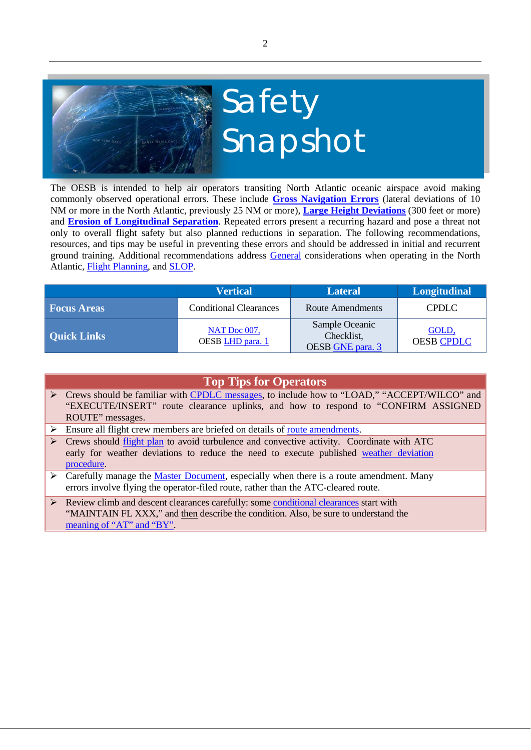# Safety Snapshot

The OESB is intended to help air operators transiting North Atlantic oceanic airspace avoid making commonly observed operational errors. These include **Gross Navigation Errors** (lateral deviations of 10 NM or more in the North Atlantic, previously 25 NM or more), **Large Height Deviations** (300 feet or more) and **Erosion of Longitudinal Separation**. Repeated errors present a recurring hazard and pose a threat not only to overall flight safety but also planned reductions in separation. The following recommendations, resources, and tips may be useful in preventing these errors and should be addressed in initial and recurrent ground training. Additional recommendations address General considerations when operating in the North Atlantic, Flight Planning, and SLOP.

| | Vertical | Lateral | Longitudinal |
|---|---|---|---|
| **Focus Areas** | Conditional Clearances | Route Amendments | CPDLC |
| **Quick Links** | NAT Doc 007, OESB LHD para. 1 | Sample Oceanic Checklist, OESB GNE para. 3 | GOLD, OESB CPDLC |

## Top Tips for Operators

- Crews should be familiar with CPDLC messages, to include how to "LOAD," "ACCEPT/WILCO" and "EXECUTE/INSERT" route clearance uplinks, and how to respond to "CONFIRM ASSIGNED ROUTE" messages.
- Ensure all flight crew members are briefed on details of route amendments.
- Crews should flight plan to avoid turbulence and convective activity. Coordinate with ATC early for weather deviations to reduce the need to execute published weather deviation procedure.
- Carefully manage the Master Document, especially when there is a route amendment. Many errors involve flying the operator-filed route, rather than the ATC-cleared route.
- Review climb and descent clearances carefully: some conditional clearances start with "MAINTAIN FL XXX," and then describe the condition. Also, be sure to understand the meaning of "AT" and "BY".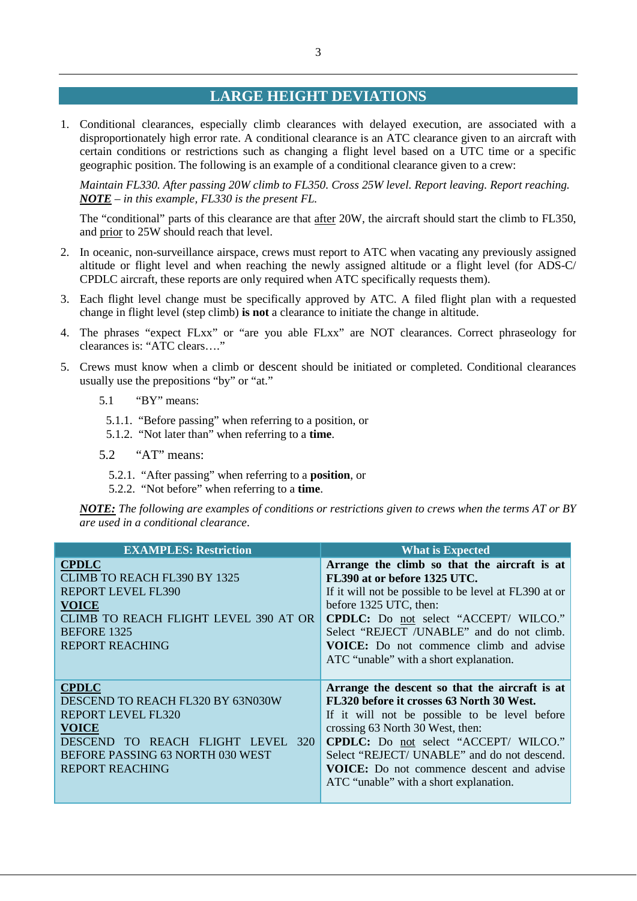## LARGE HEIGHT DEVIATIONS

1. Conditional clearances, especially climb clearances with delayed execution, are associated with a disproportionately high error rate. A conditional clearance is an ATC clearance given to an aircraft with certain conditions or restrictions such as changing a flight level based on a UTC time or a specific geographic position. The following is an example of a conditional clearance given to a crew:

   *Maintain FL330. After passing 20W climb to FL350. Cross 25W level. Report leaving. Report reaching.*
   ***NOTE*** *– in this example, FL330 is the present FL.*

   The "conditional" parts of this clearance are that after 20W, the aircraft should start the climb to FL350, and prior to 25W should reach that level.

2. In oceanic, non-surveillance airspace, crews must report to ATC when vacating any previously assigned altitude or flight level and when reaching the newly assigned altitude or a flight level (for ADS-C/ CPDLC aircraft, these reports are only required when ATC specifically requests them).

3. Each flight level change must be specifically approved by ATC. A filed flight plan with a requested change in flight level (step climb) **is not** a clearance to initiate the change in altitude.

4. The phrases "expect FLxx" or "are you able FLxx" are NOT clearances. Correct phraseology for clearances is: "ATC clears…."

5. Crews must know when a climb or descent should be initiated or completed. Conditional clearances usually use the prepositions "by" or "at."

   5.1 "BY" means:

   5.1.1. "Before passing" when referring to a position, or
   5.1.2. "Not later than" when referring to a **time**.

   5.2 "AT" means:

   5.2.1. "After passing" when referring to a **position**, or
   5.2.2. "Not before" when referring to a **time**.

***NOTE:*** *The following are examples of conditions or restrictions given to crews when the terms AT or BY are used in a conditional clearance.*

| EXAMPLES: Restriction | What is Expected |
|---|---|
| **CPDLC**<br>CLIMB TO REACH FL390 BY 1325<br>REPORT LEVEL FL390<br>**VOICE**<br>CLIMB TO REACH FLIGHT LEVEL 390 AT OR BEFORE 1325<br>REPORT REACHING | **Arrange the climb so that the aircraft is at FL390 at or before 1325 UTC.**<br>If it will not be possible to be level at FL390 at or before 1325 UTC, then:<br>**CPDLC:** Do not select "ACCEPT/ WILCO." Select "REJECT /UNABLE" and do not climb.<br>**VOICE:** Do not commence climb and advise ATC "unable" with a short explanation. |
| **CPDLC**<br>DESCEND TO REACH FL320 BY 63N030W<br>REPORT LEVEL FL320<br>**VOICE**<br>DESCEND TO REACH FLIGHT LEVEL 320 BEFORE PASSING 63 NORTH 030 WEST<br>REPORT REACHING | **Arrange the descent so that the aircraft is at FL320 before it crosses 63 North 30 West.**<br>If it will not be possible to be level before crossing 63 North 30 West, then:<br>**CPDLC:** Do not select "ACCEPT/ WILCO." Select "REJECT/ UNABLE" and do not descend.<br>**VOICE:** Do not commence descent and advise ATC "unable" with a short explanation. |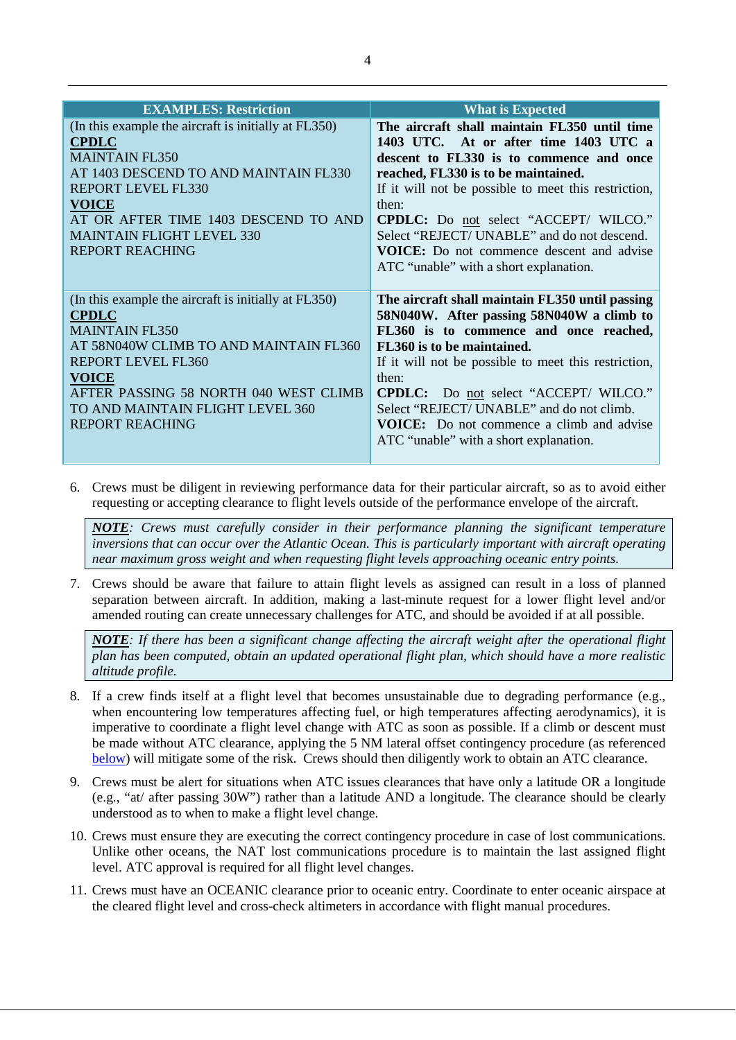| EXAMPLES: Restriction | What is Expected |
|---|---|
| (In this example the aircraft is initially at FL350)<br>**CPDLC**<br>MAINTAIN FL350<br>AT 1403 DESCEND TO AND MAINTAIN FL330<br>REPORT LEVEL FL330<br>**VOICE**<br>AT OR AFTER TIME 1403 DESCEND TO AND MAINTAIN FLIGHT LEVEL 330<br>REPORT REACHING | **The aircraft shall maintain FL350 until time 1403 UTC. At or after time 1403 UTC a descent to FL330 is to commence and once reached, FL330 is to be maintained.**<br>If it will not be possible to meet this restriction, then:<br>**CPDLC:** Do not select "ACCEPT/ WILCO." Select "REJECT/ UNABLE" and do not descend.<br>**VOICE:** Do not commence descent and advise ATC "unable" with a short explanation. |
| (In this example the aircraft is initially at FL350)<br>**CPDLC**<br>MAINTAIN FL350<br>AT 58N040W CLIMB TO AND MAINTAIN FL360<br>REPORT LEVEL FL360<br>**VOICE**<br>AFTER PASSING 58 NORTH 040 WEST CLIMB TO AND MAINTAIN FLIGHT LEVEL 360<br>REPORT REACHING | **The aircraft shall maintain FL350 until passing 58N040W. After passing 58N040W a climb to FL360 is to commence and once reached, FL360 is to be maintained.**<br>If it will not be possible to meet this restriction, then:<br>**CPDLC:** Do not select "ACCEPT/ WILCO." Select "REJECT/ UNABLE" and do not climb.<br>**VOICE:** Do not commence a climb and advise ATC "unable" with a short explanation. |

6. Crews must be diligent in reviewing performance data for their particular aircraft, so as to avoid either requesting or accepting clearance to flight levels outside of the performance envelope of the aircraft.

> ***NOTE**: Crews must carefully consider in their performance planning the significant temperature inversions that can occur over the Atlantic Ocean. This is particularly important with aircraft operating near maximum gross weight and when requesting flight levels approaching oceanic entry points.*

7. Crews should be aware that failure to attain flight levels as assigned can result in a loss of planned separation between aircraft. In addition, making a last-minute request for a lower flight level and/or amended routing can create unnecessary challenges for ATC, and should be avoided if at all possible.

> ***NOTE**: If there has been a significant change affecting the aircraft weight after the operational flight plan has been computed, obtain an updated operational flight plan, which should have a more realistic altitude profile.*

8. If a crew finds itself at a flight level that becomes unsustainable due to degrading performance (e.g., when encountering low temperatures affecting fuel, or high temperatures affecting aerodynamics), it is imperative to coordinate a flight level change with ATC as soon as possible. If a climb or descent must be made without ATC clearance, applying the 5 NM lateral offset contingency procedure (as referenced below) will mitigate some of the risk. Crews should then diligently work to obtain an ATC clearance.

9. Crews must be alert for situations when ATC issues clearances that have only a latitude OR a longitude (e.g., "at/ after passing 30W") rather than a latitude AND a longitude. The clearance should be clearly understood as to when to make a flight level change.

10. Crews must ensure they are executing the correct contingency procedure in case of lost communications. Unlike other oceans, the NAT lost communications procedure is to maintain the last assigned flight level. ATC approval is required for all flight level changes.

11. Crews must have an OCEANIC clearance prior to oceanic entry. Coordinate to enter oceanic airspace at the cleared flight level and cross-check altimeters in accordance with flight manual procedures.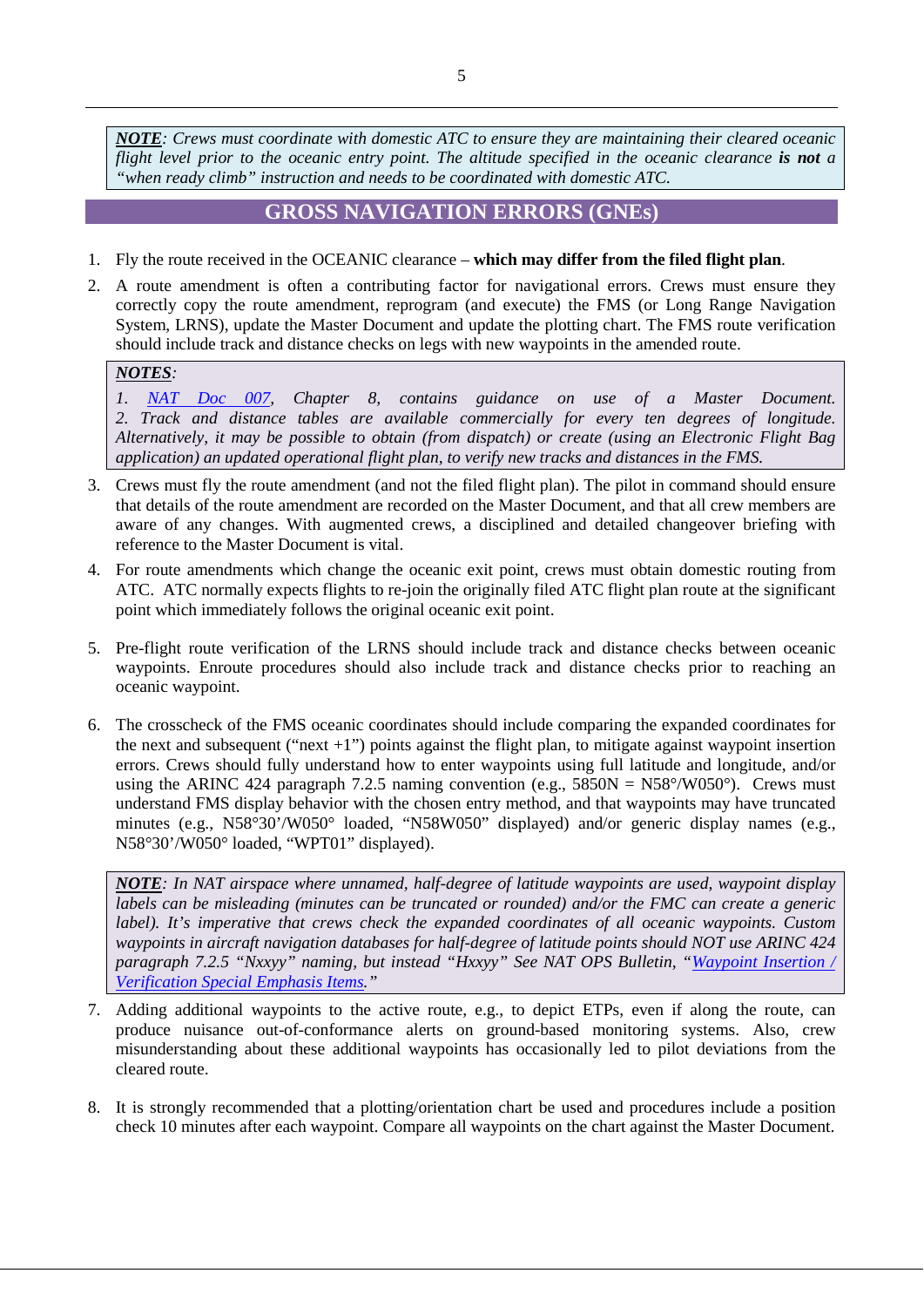***NOTE**: Crews must coordinate with domestic ATC to ensure they are maintaining their cleared oceanic flight level prior to the oceanic entry point. The altitude specified in the oceanic clearance **is not** a "when ready climb" instruction and needs to be coordinated with domestic ATC.*

## GROSS NAVIGATION ERRORS (GNEs)

1. Fly the route received in the OCEANIC clearance – **which may differ from the filed flight plan**.
2. A route amendment is often a contributing factor for navigational errors. Crews must ensure they correctly copy the route amendment, reprogram (and execute) the FMS (or Long Range Navigation System, LRNS), update the Master Document and update the plotting chart. The FMS route verification should include track and distance checks on legs with new waypoints in the amended route.

> ***NOTES**:*
> *1. NAT Doc 007, Chapter 8, contains guidance on use of a Master Document.*
> *2. Track and distance tables are available commercially for every ten degrees of longitude. Alternatively, it may be possible to obtain (from dispatch) or create (using an Electronic Flight Bag application) an updated operational flight plan, to verify new tracks and distances in the FMS.*

3. Crews must fly the route amendment (and not the filed flight plan). The pilot in command should ensure that details of the route amendment are recorded on the Master Document, and that all crew members are aware of any changes. With augmented crews, a disciplined and detailed changeover briefing with reference to the Master Document is vital.
4. For route amendments which change the oceanic exit point, crews must obtain domestic routing from ATC. ATC normally expects flights to re-join the originally filed ATC flight plan route at the significant point which immediately follows the original oceanic exit point.
5. Pre-flight route verification of the LRNS should include track and distance checks between oceanic waypoints. Enroute procedures should also include track and distance checks prior to reaching an oceanic waypoint.
6. The crosscheck of the FMS oceanic coordinates should include comparing the expanded coordinates for the next and subsequent ("next +1") points against the flight plan, to mitigate against waypoint insertion errors. Crews should fully understand how to enter waypoints using full latitude and longitude, and/or using the ARINC 424 paragraph 7.2.5 naming convention (e.g., 5850N = N58°/W050°). Crews must understand FMS display behavior with the chosen entry method, and that waypoints may have truncated minutes (e.g., N58°30'/W050° loaded, "N58W050" displayed) and/or generic display names (e.g., N58°30'/W050° loaded, "WPT01" displayed).

> ***NOTE**: In NAT airspace where unnamed, half-degree of latitude waypoints are used, waypoint display labels can be misleading (minutes can be truncated or rounded) and/or the FMC can create a generic label). It's imperative that crews check the expanded coordinates of all oceanic waypoints. Custom waypoints in aircraft navigation databases for half-degree of latitude points should NOT use ARINC 424 paragraph 7.2.5 "Nxxyy" naming, but instead "Hxxyy" See NAT OPS Bulletin, "Waypoint Insertion / Verification Special Emphasis Items."*

7. Adding additional waypoints to the active route, e.g., to depict ETPs, even if along the route, can produce nuisance out-of-conformance alerts on ground-based monitoring systems. Also, crew misunderstanding about these additional waypoints has occasionally led to pilot deviations from the cleared route.
8. It is strongly recommended that a plotting/orientation chart be used and procedures include a position check 10 minutes after each waypoint. Compare all waypoints on the chart against the Master Document.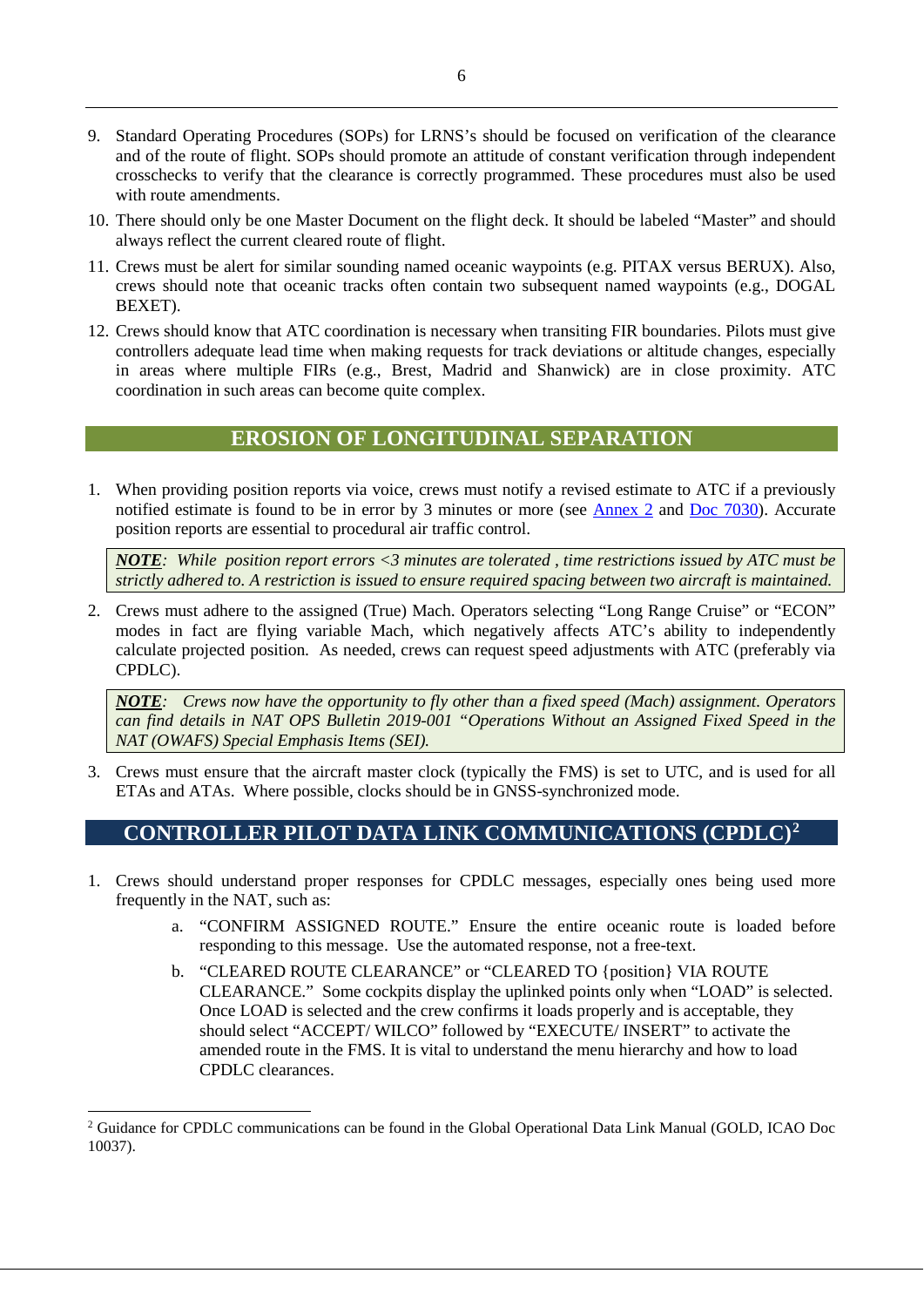9. Standard Operating Procedures (SOPs) for LRNS's should be focused on verification of the clearance and of the route of flight. SOPs should promote an attitude of constant verification through independent crosschecks to verify that the clearance is correctly programmed. These procedures must also be used with route amendments.
10. There should only be one Master Document on the flight deck. It should be labeled "Master" and should always reflect the current cleared route of flight.
11. Crews must be alert for similar sounding named oceanic waypoints (e.g. PITAX versus BERUX). Also, crews should note that oceanic tracks often contain two subsequent named waypoints (e.g., DOGAL BEXET).
12. Crews should know that ATC coordination is necessary when transiting FIR boundaries. Pilots must give controllers adequate lead time when making requests for track deviations or altitude changes, especially in areas where multiple FIRs (e.g., Brest, Madrid and Shanwick) are in close proximity. ATC coordination in such areas can become quite complex.

## EROSION OF LONGITUDINAL SEPARATION

1. When providing position reports via voice, crews must notify a revised estimate to ATC if a previously notified estimate is found to be in error by 3 minutes or more (see Annex 2 and Doc 7030). Accurate position reports are essential to procedural air traffic control.

   ***NOTE****: While position report errors <3 minutes are tolerated , time restrictions issued by ATC must be strictly adhered to. A restriction is issued to ensure required spacing between two aircraft is maintained.*

2. Crews must adhere to the assigned (True) Mach. Operators selecting "Long Range Cruise" or "ECON" modes in fact are flying variable Mach, which negatively affects ATC's ability to independently calculate projected position. As needed, crews can request speed adjustments with ATC (preferably via CPDLC).

   ***NOTE****: Crews now have the opportunity to fly other than a fixed speed (Mach) assignment. Operators can find details in NAT OPS Bulletin 2019-001 "Operations Without an Assigned Fixed Speed in the NAT (OWAFS) Special Emphasis Items (SEI).*

3. Crews must ensure that the aircraft master clock (typically the FMS) is set to UTC, and is used for all ETAs and ATAs. Where possible, clocks should be in GNSS-synchronized mode.

## CONTROLLER PILOT DATA LINK COMMUNICATIONS (CPDLC)[2]

1. Crews should understand proper responses for CPDLC messages, especially ones being used more frequently in the NAT, such as:
   a. "CONFIRM ASSIGNED ROUTE." Ensure the entire oceanic route is loaded before responding to this message. Use the automated response, not a free-text.
   b. "CLEARED ROUTE CLEARANCE" or "CLEARED TO {position} VIA ROUTE CLEARANCE." Some cockpits display the uplinked points only when "LOAD" is selected. Once LOAD is selected and the crew confirms it loads properly and is acceptable, they should select "ACCEPT/ WILCO" followed by "EXECUTE/ INSERT" to activate the amended route in the FMS. It is vital to understand the menu hierarchy and how to load CPDLC clearances.

---

[2] Guidance for CPDLC communications can be found in the Global Operational Data Link Manual (GOLD, ICAO Doc 10037).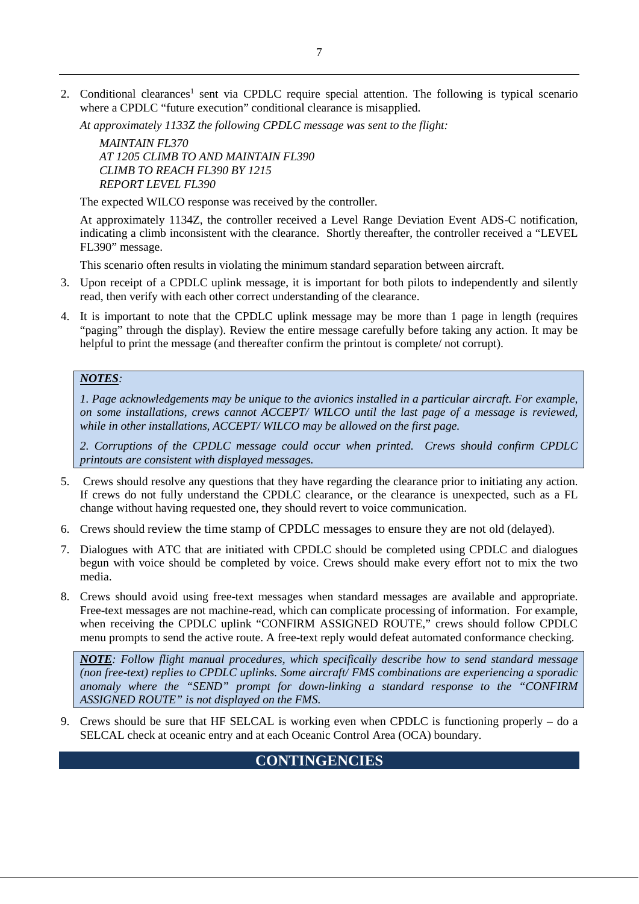2. Conditional clearances[1] sent via CPDLC require special attention. The following is typical scenario where a CPDLC "future execution" conditional clearance is misapplied.

   *At approximately 1133Z the following CPDLC message was sent to the flight:*

   > *MAINTAIN FL370*
   > *AT 1205 CLIMB TO AND MAINTAIN FL390*
   > *CLIMB TO REACH FL390 BY 1215*
   > *REPORT LEVEL FL390*

   The expected WILCO response was received by the controller.

   At approximately 1134Z, the controller received a Level Range Deviation Event ADS-C notification, indicating a climb inconsistent with the clearance. Shortly thereafter, the controller received a "LEVEL FL390" message.

   This scenario often results in violating the minimum standard separation between aircraft.

3. Upon receipt of a CPDLC uplink message, it is important for both pilots to independently and silently read, then verify with each other correct understanding of the clearance.

4. It is important to note that the CPDLC uplink message may be more than 1 page in length (requires "paging" through the display). Review the entire message carefully before taking any action. It may be helpful to print the message (and thereafter confirm the printout is complete/ not corrupt).

> ***NOTES**:*
>
> *1. Page acknowledgements may be unique to the avionics installed in a particular aircraft. For example, on some installations, crews cannot ACCEPT/ WILCO until the last page of a message is reviewed, while in other installations, ACCEPT/ WILCO may be allowed on the first page.*
>
> *2. Corruptions of the CPDLC message could occur when printed. Crews should confirm CPDLC printouts are consistent with displayed messages.*

5. Crews should resolve any questions that they have regarding the clearance prior to initiating any action. If crews do not fully understand the CPDLC clearance, or the clearance is unexpected, such as a FL change without having requested one, they should revert to voice communication.

6. Crews should review the time stamp of CPDLC messages to ensure they are not old (delayed).

7. Dialogues with ATC that are initiated with CPDLC should be completed using CPDLC and dialogues begun with voice should be completed by voice. Crews should make every effort not to mix the two media.

8. Crews should avoid using free-text messages when standard messages are available and appropriate. Free-text messages are not machine-read, which can complicate processing of information. For example, when receiving the CPDLC uplink "CONFIRM ASSIGNED ROUTE," crews should follow CPDLC menu prompts to send the active route. A free-text reply would defeat automated conformance checking.

> ***NOTE**: Follow flight manual procedures, which specifically describe how to send standard message (non free-text) replies to CPDLC uplinks. Some aircraft/ FMS combinations are experiencing a sporadic anomaly where the "SEND" prompt for down-linking a standard response to the "CONFIRM ASSIGNED ROUTE" is not displayed on the FMS.*

9. Crews should be sure that HF SELCAL is working even when CPDLC is functioning properly – do a SELCAL check at oceanic entry and at each Oceanic Control Area (OCA) boundary.

## CONTINGENCIES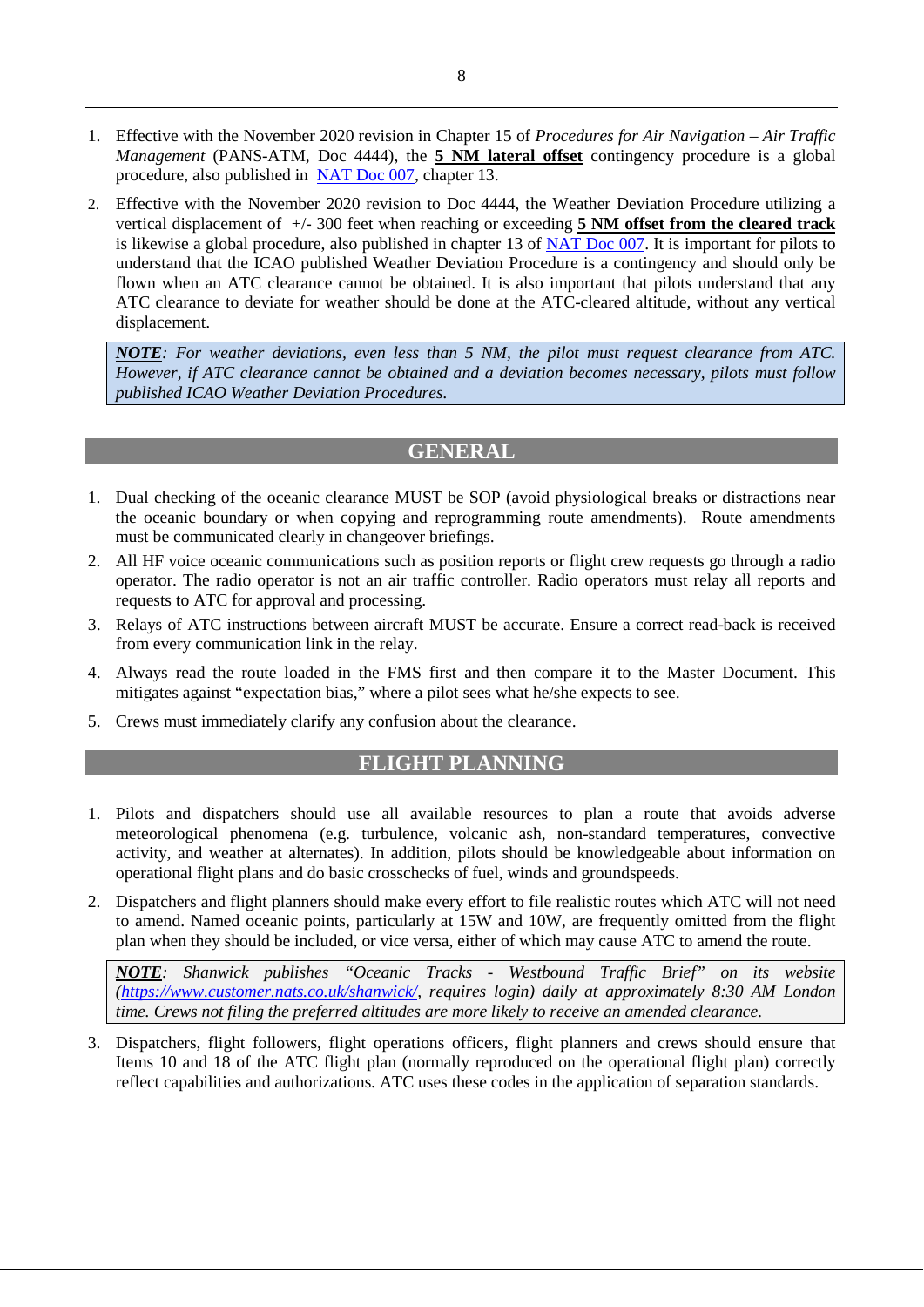1. Effective with the November 2020 revision in Chapter 15 of *Procedures for Air Navigation – Air Traffic Management* (PANS-ATM, Doc 4444), the **5 NM lateral offset** contingency procedure is a global procedure, also published in [NAT Doc 007](), chapter 13.

2. Effective with the November 2020 revision to Doc 4444, the Weather Deviation Procedure utilizing a vertical displacement of +/- 300 feet when reaching or exceeding **5 NM offset from the cleared track** is likewise a global procedure, also published in chapter 13 of [NAT Doc 007](). It is important for pilots to understand that the ICAO published Weather Deviation Procedure is a contingency and should only be flown when an ATC clearance cannot be obtained. It is also important that pilots understand that any ATC clearance to deviate for weather should be done at the ATC-cleared altitude, without any vertical displacement.

> ***NOTE**: For weather deviations, even less than 5 NM, the pilot must request clearance from ATC. However, if ATC clearance cannot be obtained and a deviation becomes necessary, pilots must follow published ICAO Weather Deviation Procedures.*

## GENERAL

1. Dual checking of the oceanic clearance MUST be SOP (avoid physiological breaks or distractions near the oceanic boundary or when copying and reprogramming route amendments). Route amendments must be communicated clearly in changeover briefings.
2. All HF voice oceanic communications such as position reports or flight crew requests go through a radio operator. The radio operator is not an air traffic controller. Radio operators must relay all reports and requests to ATC for approval and processing.
3. Relays of ATC instructions between aircraft MUST be accurate. Ensure a correct read-back is received from every communication link in the relay.
4. Always read the route loaded in the FMS first and then compare it to the Master Document. This mitigates against "expectation bias," where a pilot sees what he/she expects to see.
5. Crews must immediately clarify any confusion about the clearance.

## FLIGHT PLANNING

1. Pilots and dispatchers should use all available resources to plan a route that avoids adverse meteorological phenomena (e.g. turbulence, volcanic ash, non-standard temperatures, convective activity, and weather at alternates). In addition, pilots should be knowledgeable about information on operational flight plans and do basic crosschecks of fuel, winds and groundspeeds.

2. Dispatchers and flight planners should make every effort to file realistic routes which ATC will not need to amend. Named oceanic points, particularly at 15W and 10W, are frequently omitted from the flight plan when they should be included, or vice versa, either of which may cause ATC to amend the route.

> ***NOTE**: Shanwick publishes "Oceanic Tracks - Westbound Traffic Brief" on its website ([https://www.customer.nats.co.uk/shanwick/](https://www.customer.nats.co.uk/shanwick/), requires login) daily at approximately 8:30 AM London time. Crews not filing the preferred altitudes are more likely to receive an amended clearance.*

3. Dispatchers, flight followers, flight operations officers, flight planners and crews should ensure that Items 10 and 18 of the ATC flight plan (normally reproduced on the operational flight plan) correctly reflect capabilities and authorizations. ATC uses these codes in the application of separation standards.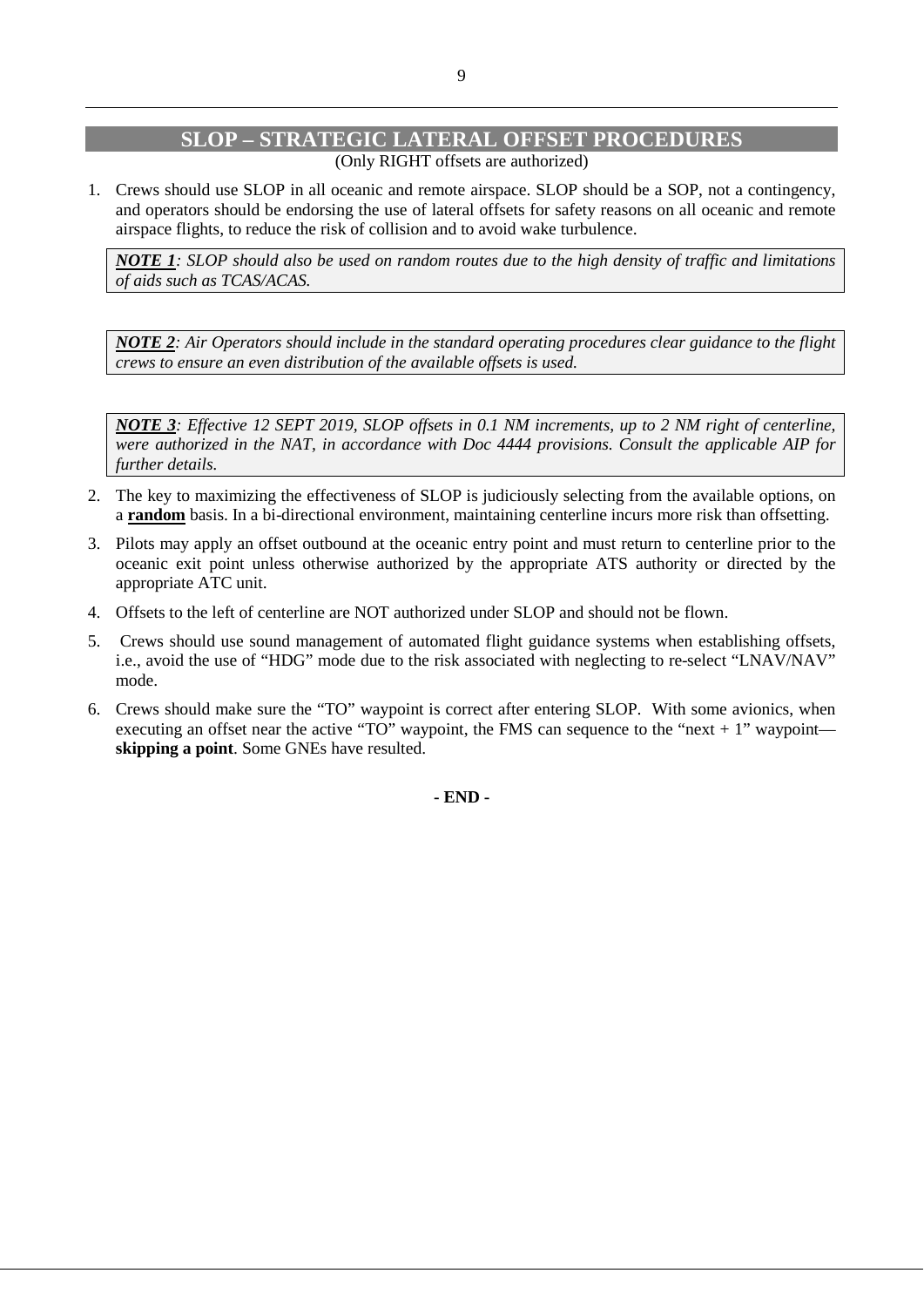## SLOP – STRATEGIC LATERAL OFFSET PROCEDURES

(Only RIGHT offsets are authorized)

1. Crews should use SLOP in all oceanic and remote airspace. SLOP should be a SOP, not a contingency, and operators should be endorsing the use of lateral offsets for safety reasons on all oceanic and remote airspace flights, to reduce the risk of collision and to avoid wake turbulence.

> ***NOTE 1**: SLOP should also be used on random routes due to the high density of traffic and limitations of aids such as TCAS/ACAS.*

> ***NOTE 2**: Air Operators should include in the standard operating procedures clear guidance to the flight crews to ensure an even distribution of the available offsets is used.*

> ***NOTE 3**: Effective 12 SEPT 2019, SLOP offsets in 0.1 NM increments, up to 2 NM right of centerline, were authorized in the NAT, in accordance with Doc 4444 provisions. Consult the applicable AIP for further details.*

2. The key to maximizing the effectiveness of SLOP is judiciously selecting from the available options, on a **random** basis. In a bi-directional environment, maintaining centerline incurs more risk than offsetting.
3. Pilots may apply an offset outbound at the oceanic entry point and must return to centerline prior to the oceanic exit point unless otherwise authorized by the appropriate ATS authority or directed by the appropriate ATC unit.
4. Offsets to the left of centerline are NOT authorized under SLOP and should not be flown.
5. Crews should use sound management of automated flight guidance systems when establishing offsets, i.e., avoid the use of "HDG" mode due to the risk associated with neglecting to re-select "LNAV/NAV" mode.
6. Crews should make sure the "TO" waypoint is correct after entering SLOP. With some avionics, when executing an offset near the active "TO" waypoint, the FMS can sequence to the "next + 1" waypoint—**skipping a point**. Some GNEs have resulted.

**- END -**